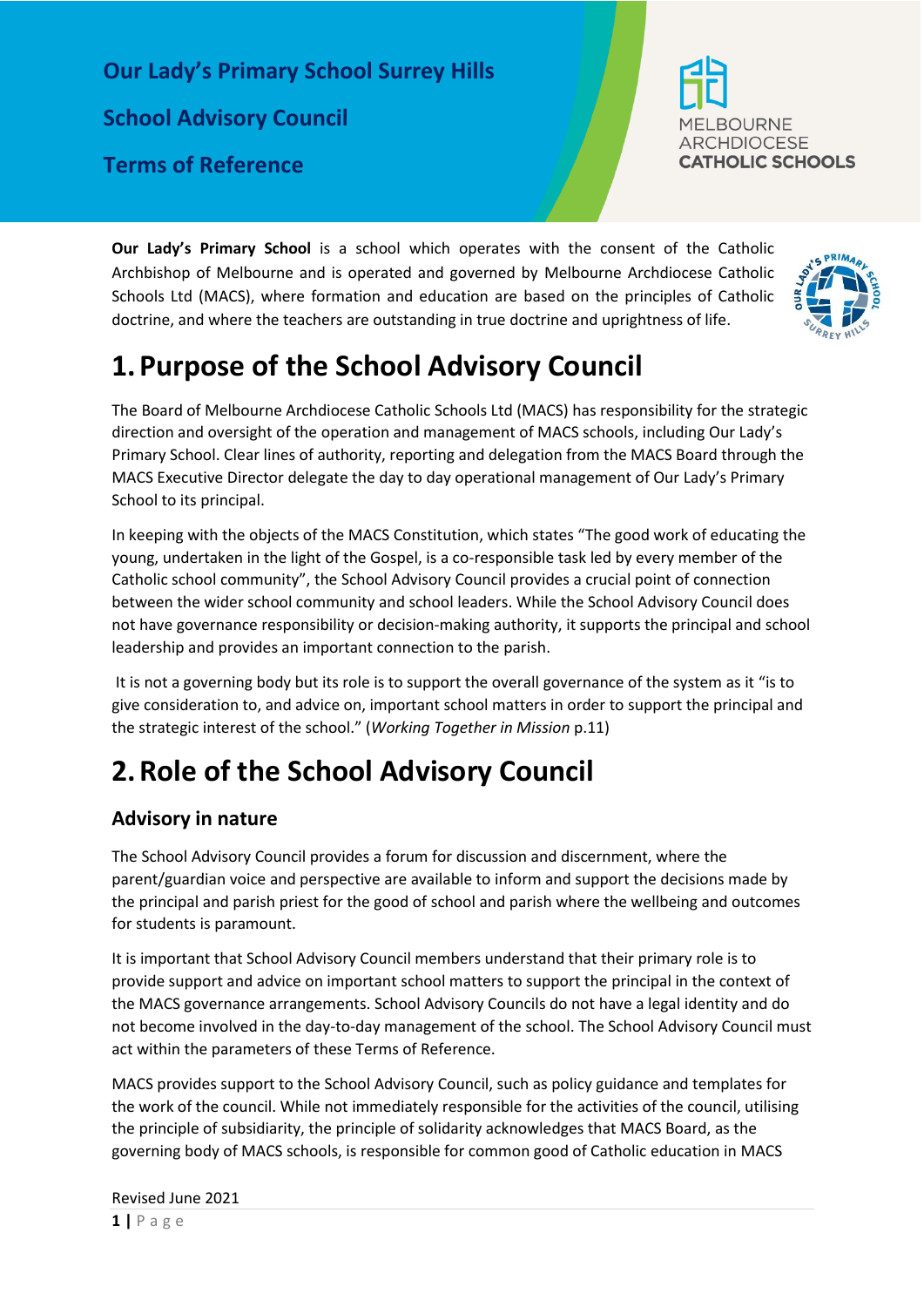# Our Lady's Primary School Surrey Hills

# School Advisory Council

# Terms of Reference

**Our Lady's Primary School** is a school which operates with the consent of the Catholic Archbishop of Melbourne and is operated and governed by Melbourne Archdiocese Catholic Schools Ltd (MACS), where formation and education are based on the principles of Catholic doctrine, and where the teachers are outstanding in true doctrine and uprightness of life.

# 1. Purpose of the School Advisory Council

The Board of Melbourne Archdiocese Catholic Schools Ltd (MACS) has responsibility for the strategic direction and oversight of the operation and management of MACS schools, including Our Lady's Primary School. Clear lines of authority, reporting and delegation from the MACS Board through the MACS Executive Director delegate the day to day operational management of Our Lady's Primary School to its principal.

In keeping with the objects of the MACS Constitution, which states "The good work of educating the young, undertaken in the light of the Gospel, is a co-responsible task led by every member of the Catholic school community", the School Advisory Council provides a crucial point of connection between the wider school community and school leaders. While the School Advisory Council does not have governance responsibility or decision-making authority, it supports the principal and school leadership and provides an important connection to the parish.

It is not a governing body but its role is to support the overall governance of the system as it "is to give consideration to, and advice on, important school matters in order to support the principal and the strategic interest of the school." (*Working Together in Mission* p.11)

# 2. Role of the School Advisory Council

## Advisory in nature

The School Advisory Council provides a forum for discussion and discernment, where the parent/guardian voice and perspective are available to inform and support the decisions made by the principal and parish priest for the good of school and parish where the wellbeing and outcomes for students is paramount.

It is important that School Advisory Council members understand that their primary role is to provide support and advice on important school matters to support the principal in the context of the MACS governance arrangements. School Advisory Councils do not have a legal identity and do not become involved in the day-to-day management of the school. The School Advisory Council must act within the parameters of these Terms of Reference.

MACS provides support to the School Advisory Council, such as policy guidance and templates for the work of the council. While not immediately responsible for the activities of the council, utilising the principle of subsidiarity, the principle of solidarity acknowledges that MACS Board, as the governing body of MACS schools, is responsible for common good of Catholic education in MACS

Revised June 2021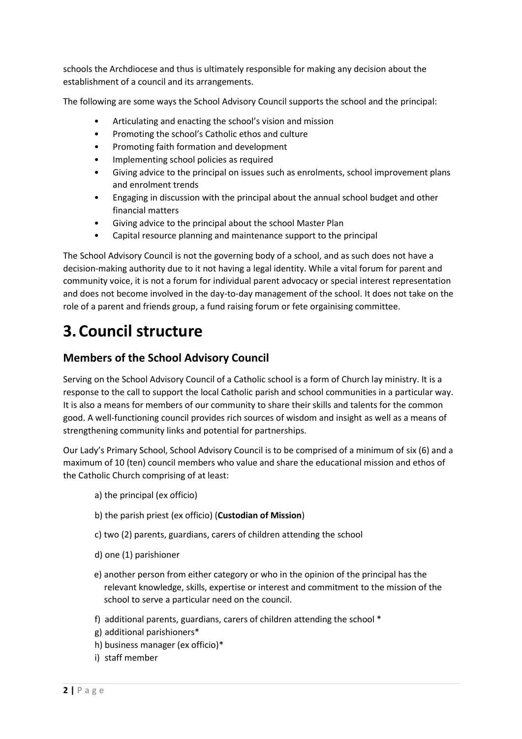schools the Archdiocese and thus is ultimately responsible for making any decision about the establishment of a council and its arrangements.

The following are some ways the School Advisory Council supports the school and the principal:

- Articulating and enacting the school's vision and mission
- Promoting the school's Catholic ethos and culture
- Promoting faith formation and development
- Implementing school policies as required
- Giving advice to the principal on issues such as enrolments, school improvement plans and enrolment trends
- Engaging in discussion with the principal about the annual school budget and other financial matters
- Giving advice to the principal about the school Master Plan
- Capital resource planning and maintenance support to the principal

The School Advisory Council is not the governing body of a school, and as such does not have a decision-making authority due to it not having a legal identity. While a vital forum for parent and community voice, it is not a forum for individual parent advocacy or special interest representation and does not become involved in the day-to-day management of the school. It does not take on the role of a parent and friends group, a fund raising forum or fete orgainising committee.

# 3. Council structure

## Members of the School Advisory Council

Serving on the School Advisory Council of a Catholic school is a form of Church lay ministry. It is a response to the call to support the local Catholic parish and school communities in a particular way. It is also a means for members of our community to share their skills and talents for the common good. A well-functioning council provides rich sources of wisdom and insight as well as a means of strengthening community links and potential for partnerships.

Our Lady's Primary School, School Advisory Council is to be comprised of a minimum of six (6) and a maximum of 10 (ten) council members who value and share the educational mission and ethos of the Catholic Church comprising of at least:

a) the principal (ex officio)

b) the parish priest (ex officio) (**Custodian of Mission**)

c) two (2) parents, guardians, carers of children attending the school

d) one (1) parishioner

e) another person from either category or who in the opinion of the principal has the relevant knowledge, skills, expertise or interest and commitment to the mission of the school to serve a particular need on the council.

f) additional parents, guardians, carers of children attending the school *

g) additional parishioners*

h) business manager (ex officio)*

i) staff member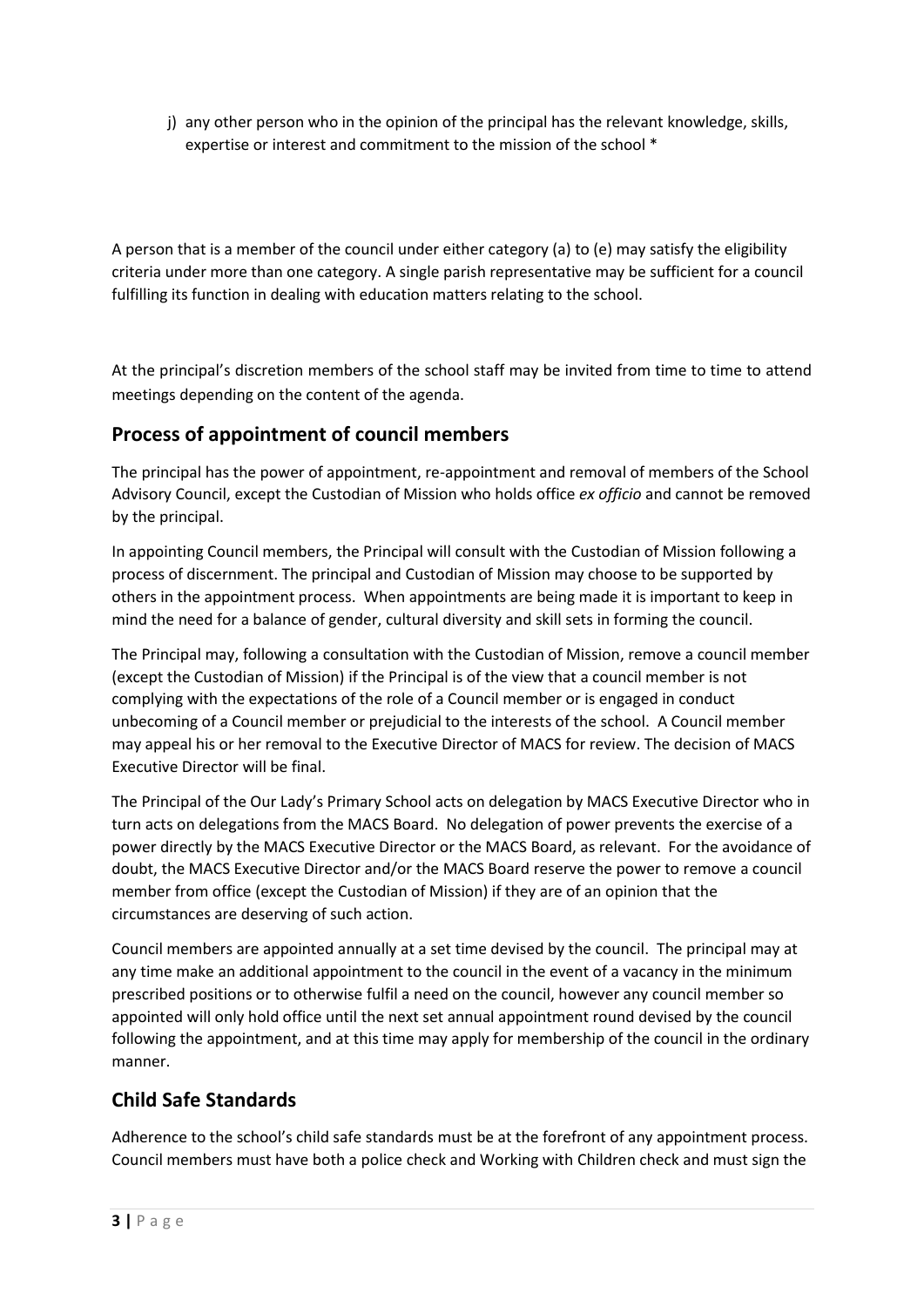j) any other person who in the opinion of the principal has the relevant knowledge, skills, expertise or interest and commitment to the mission of the school *

A person that is a member of the council under either category (a) to (e) may satisfy the eligibility criteria under more than one category. A single parish representative may be sufficient for a council fulfilling its function in dealing with education matters relating to the school.

At the principal's discretion members of the school staff may be invited from time to time to attend meetings depending on the content of the agenda.

## Process of appointment of council members

The principal has the power of appointment, re-appointment and removal of members of the School Advisory Council, except the Custodian of Mission who holds office *ex officio* and cannot be removed by the principal.

In appointing Council members, the Principal will consult with the Custodian of Mission following a process of discernment. The principal and Custodian of Mission may choose to be supported by others in the appointment process. When appointments are being made it is important to keep in mind the need for a balance of gender, cultural diversity and skill sets in forming the council.

The Principal may, following a consultation with the Custodian of Mission, remove a council member (except the Custodian of Mission) if the Principal is of the view that a council member is not complying with the expectations of the role of a Council member or is engaged in conduct unbecoming of a Council member or prejudicial to the interests of the school. A Council member may appeal his or her removal to the Executive Director of MACS for review. The decision of MACS Executive Director will be final.

The Principal of the Our Lady's Primary School acts on delegation by MACS Executive Director who in turn acts on delegations from the MACS Board. No delegation of power prevents the exercise of a power directly by the MACS Executive Director or the MACS Board, as relevant. For the avoidance of doubt, the MACS Executive Director and/or the MACS Board reserve the power to remove a council member from office (except the Custodian of Mission) if they are of an opinion that the circumstances are deserving of such action.

Council members are appointed annually at a set time devised by the council. The principal may at any time make an additional appointment to the council in the event of a vacancy in the minimum prescribed positions or to otherwise fulfil a need on the council, however any council member so appointed will only hold office until the next set annual appointment round devised by the council following the appointment, and at this time may apply for membership of the council in the ordinary manner.

## Child Safe Standards

Adherence to the school's child safe standards must be at the forefront of any appointment process. Council members must have both a police check and Working with Children check and must sign the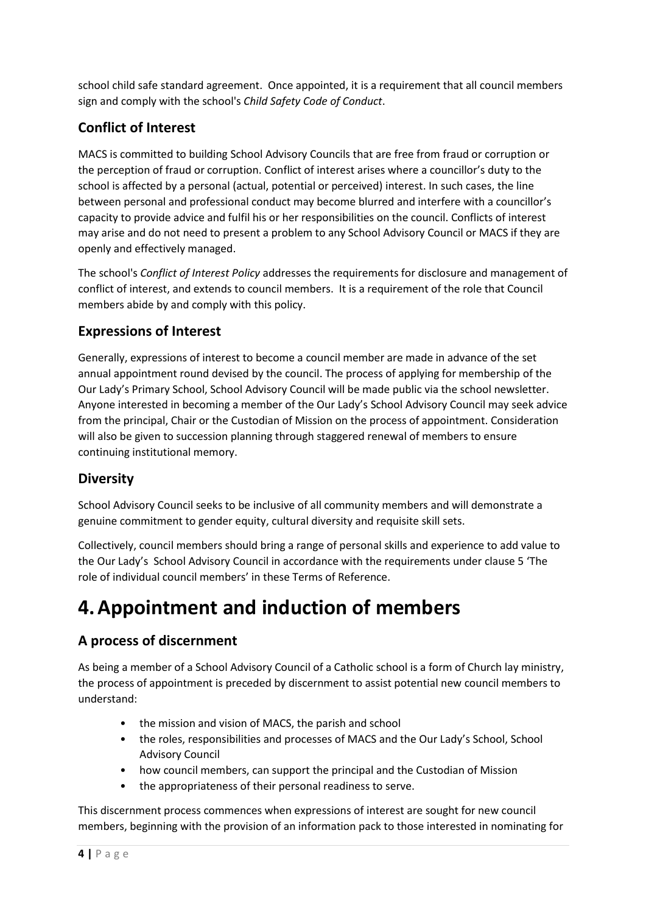school child safe standard agreement. Once appointed, it is a requirement that all council members sign and comply with the school's *Child Safety Code of Conduct*.

## Conflict of Interest

MACS is committed to building School Advisory Councils that are free from fraud or corruption or the perception of fraud or corruption. Conflict of interest arises where a councillor's duty to the school is affected by a personal (actual, potential or perceived) interest. In such cases, the line between personal and professional conduct may become blurred and interfere with a councillor's capacity to provide advice and fulfil his or her responsibilities on the council. Conflicts of interest may arise and do not need to present a problem to any School Advisory Council or MACS if they are openly and effectively managed.

The school's *Conflict of Interest Policy* addresses the requirements for disclosure and management of conflict of interest, and extends to council members. It is a requirement of the role that Council members abide by and comply with this policy.

## Expressions of Interest

Generally, expressions of interest to become a council member are made in advance of the set annual appointment round devised by the council. The process of applying for membership of the Our Lady's Primary School, School Advisory Council will be made public via the school newsletter. Anyone interested in becoming a member of the Our Lady's School Advisory Council may seek advice from the principal, Chair or the Custodian of Mission on the process of appointment. Consideration will also be given to succession planning through staggered renewal of members to ensure continuing institutional memory.

## Diversity

School Advisory Council seeks to be inclusive of all community members and will demonstrate a genuine commitment to gender equity, cultural diversity and requisite skill sets.

Collectively, council members should bring a range of personal skills and experience to add value to the Our Lady's School Advisory Council in accordance with the requirements under clause 5 'The role of individual council members' in these Terms of Reference.

# 4. Appointment and induction of members

## A process of discernment

As being a member of a School Advisory Council of a Catholic school is a form of Church lay ministry, the process of appointment is preceded by discernment to assist potential new council members to understand:

- the mission and vision of MACS, the parish and school
- the roles, responsibilities and processes of MACS and the Our Lady's School, School Advisory Council
- how council members, can support the principal and the Custodian of Mission
- the appropriateness of their personal readiness to serve.

This discernment process commences when expressions of interest are sought for new council members, beginning with the provision of an information pack to those interested in nominating for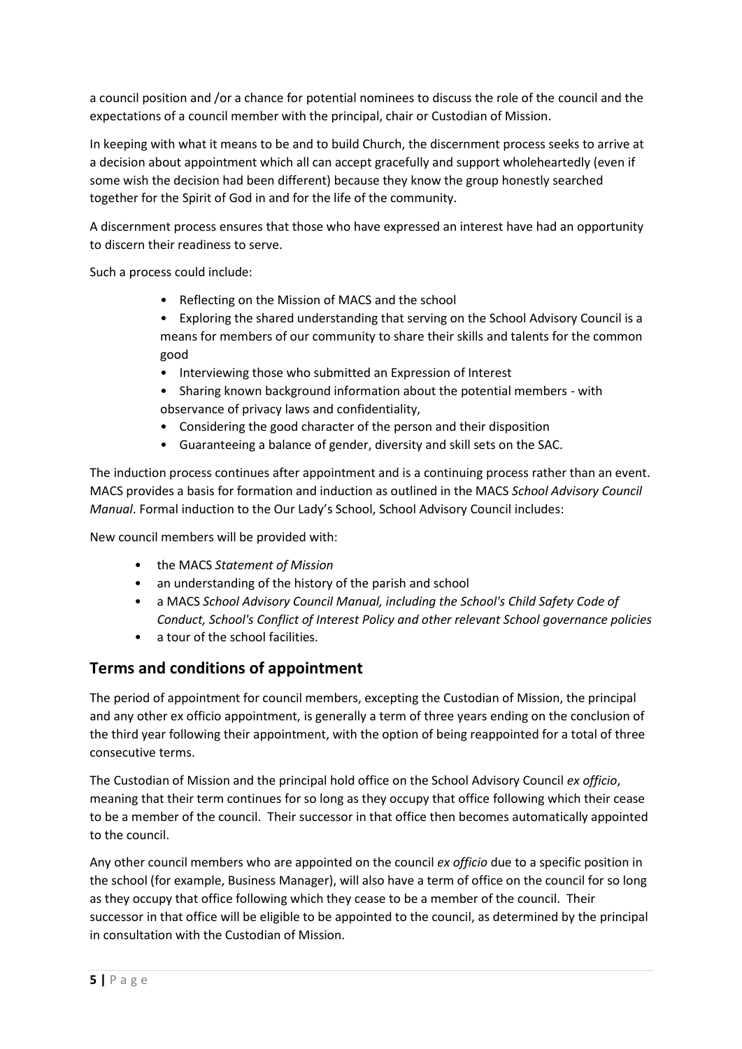a council position and /or a chance for potential nominees to discuss the role of the council and the expectations of a council member with the principal, chair or Custodian of Mission.

In keeping with what it means to be and to build Church, the discernment process seeks to arrive at a decision about appointment which all can accept gracefully and support wholeheartedly (even if some wish the decision had been different) because they know the group honestly searched together for the Spirit of God in and for the life of the community.

A discernment process ensures that those who have expressed an interest have had an opportunity to discern their readiness to serve.

Such a process could include:

- Reflecting on the Mission of MACS and the school
- Exploring the shared understanding that serving on the School Advisory Council is a means for members of our community to share their skills and talents for the common good
- Interviewing those who submitted an Expression of Interest
- Sharing known background information about the potential members - with observance of privacy laws and confidentiality,
- Considering the good character of the person and their disposition
- Guaranteeing a balance of gender, diversity and skill sets on the SAC.

The induction process continues after appointment and is a continuing process rather than an event. MACS provides a basis for formation and induction as outlined in the MACS *School Advisory Council Manual*. Formal induction to the Our Lady's School, School Advisory Council includes:

New council members will be provided with:

- the MACS *Statement of Mission*
- an understanding of the history of the parish and school
- a MACS *School Advisory Council Manual, including the School's Child Safety Code of Conduct, School's Conflict of Interest Policy and other relevant School governance policies*
- a tour of the school facilities.

## Terms and conditions of appointment

The period of appointment for council members, excepting the Custodian of Mission, the principal and any other ex officio appointment, is generally a term of three years ending on the conclusion of the third year following their appointment, with the option of being reappointed for a total of three consecutive terms.

The Custodian of Mission and the principal hold office on the School Advisory Council *ex officio*, meaning that their term continues for so long as they occupy that office following which their cease to be a member of the council. Their successor in that office then becomes automatically appointed to the council.

Any other council members who are appointed on the council *ex officio* due to a specific position in the school (for example, Business Manager), will also have a term of office on the council for so long as they occupy that office following which they cease to be a member of the council. Their successor in that office will be eligible to be appointed to the council, as determined by the principal in consultation with the Custodian of Mission.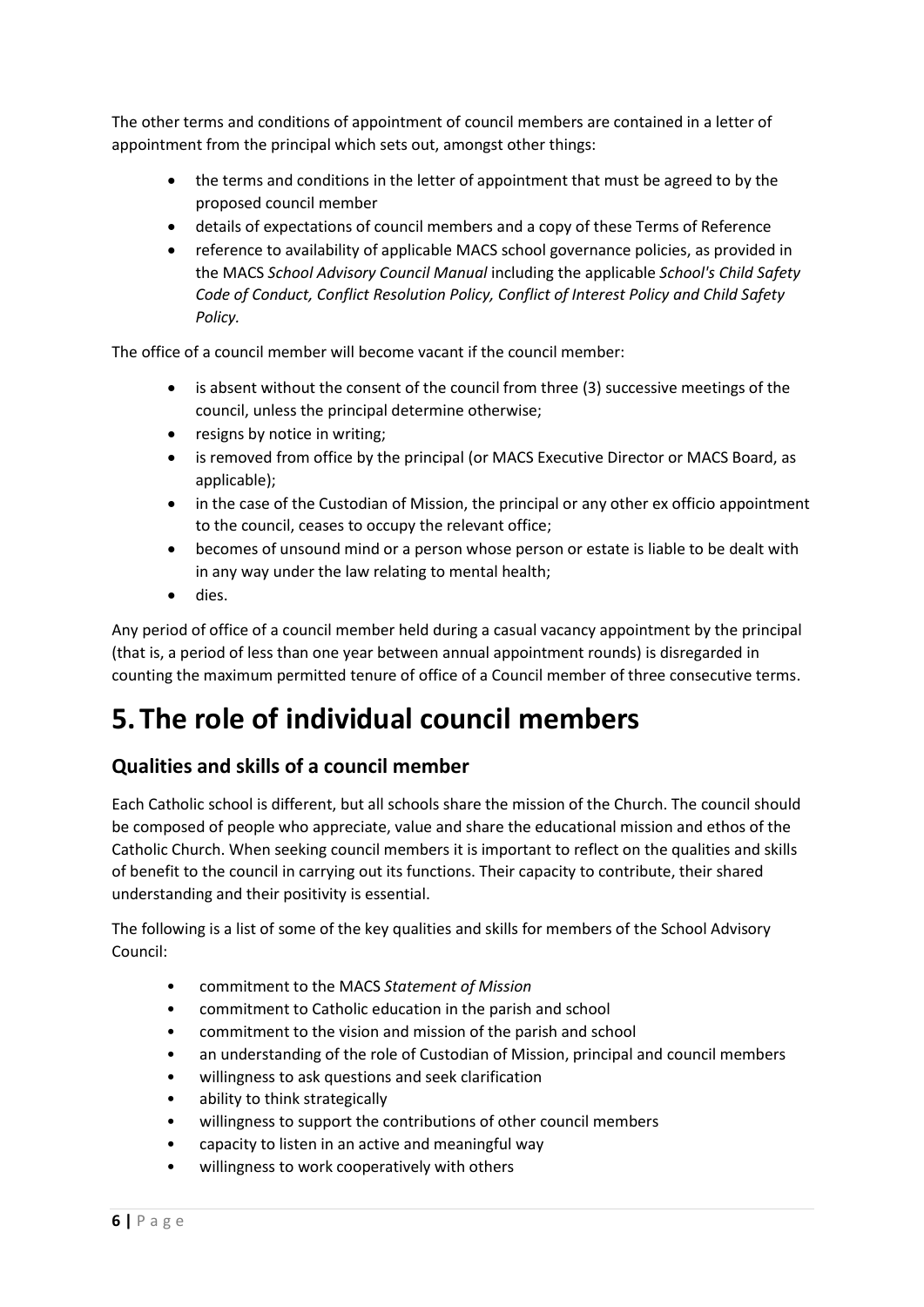The other terms and conditions of appointment of council members are contained in a letter of appointment from the principal which sets out, amongst other things:

- the terms and conditions in the letter of appointment that must be agreed to by the proposed council member
- details of expectations of council members and a copy of these Terms of Reference
- reference to availability of applicable MACS school governance policies, as provided in the MACS *School Advisory Council Manual* including the applicable *School's Child Safety Code of Conduct, Conflict Resolution Policy, Conflict of Interest Policy and Child Safety Policy.*

The office of a council member will become vacant if the council member:

- is absent without the consent of the council from three (3) successive meetings of the council, unless the principal determine otherwise;
- resigns by notice in writing;
- is removed from office by the principal (or MACS Executive Director or MACS Board, as applicable);
- in the case of the Custodian of Mission, the principal or any other ex officio appointment to the council, ceases to occupy the relevant office;
- becomes of unsound mind or a person whose person or estate is liable to be dealt with in any way under the law relating to mental health;
- dies.

Any period of office of a council member held during a casual vacancy appointment by the principal (that is, a period of less than one year between annual appointment rounds) is disregarded in counting the maximum permitted tenure of office of a Council member of three consecutive terms.

# 5. The role of individual council members

## Qualities and skills of a council member

Each Catholic school is different, but all schools share the mission of the Church. The council should be composed of people who appreciate, value and share the educational mission and ethos of the Catholic Church. When seeking council members it is important to reflect on the qualities and skills of benefit to the council in carrying out its functions. Their capacity to contribute, their shared understanding and their positivity is essential.

The following is a list of some of the key qualities and skills for members of the School Advisory Council:

- commitment to the MACS *Statement of Mission*
- commitment to Catholic education in the parish and school
- commitment to the vision and mission of the parish and school
- an understanding of the role of Custodian of Mission, principal and council members
- willingness to ask questions and seek clarification
- ability to think strategically
- willingness to support the contributions of other council members
- capacity to listen in an active and meaningful way
- willingness to work cooperatively with others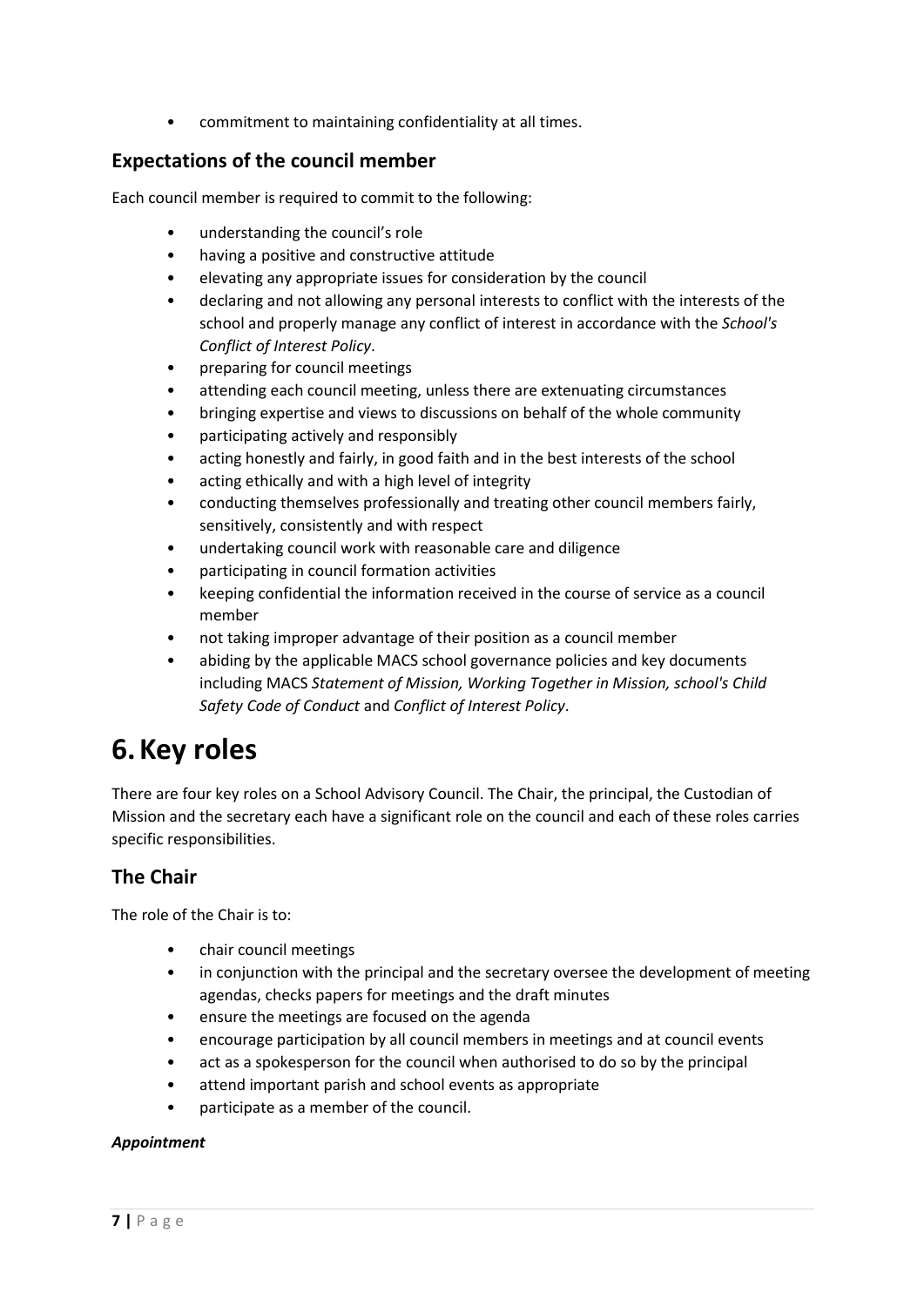- commitment to maintaining confidentiality at all times.

## Expectations of the council member

Each council member is required to commit to the following:

- understanding the council's role
- having a positive and constructive attitude
- elevating any appropriate issues for consideration by the council
- declaring and not allowing any personal interests to conflict with the interests of the school and properly manage any conflict of interest in accordance with the *School's Conflict of Interest Policy*.
- preparing for council meetings
- attending each council meeting, unless there are extenuating circumstances
- bringing expertise and views to discussions on behalf of the whole community
- participating actively and responsibly
- acting honestly and fairly, in good faith and in the best interests of the school
- acting ethically and with a high level of integrity
- conducting themselves professionally and treating other council members fairly, sensitively, consistently and with respect
- undertaking council work with reasonable care and diligence
- participating in council formation activities
- keeping confidential the information received in the course of service as a council member
- not taking improper advantage of their position as a council member
- abiding by the applicable MACS school governance policies and key documents including MACS *Statement of Mission, Working Together in Mission, school's Child Safety Code of Conduct* and *Conflict of Interest Policy*.

# 6. Key roles

There are four key roles on a School Advisory Council. The Chair, the principal, the Custodian of Mission and the secretary each have a significant role on the council and each of these roles carries specific responsibilities.

## The Chair

The role of the Chair is to:

- chair council meetings
- in conjunction with the principal and the secretary oversee the development of meeting agendas, checks papers for meetings and the draft minutes
- ensure the meetings are focused on the agenda
- encourage participation by all council members in meetings and at council events
- act as a spokesperson for the council when authorised to do so by the principal
- attend important parish and school events as appropriate
- participate as a member of the council.

***Appointment***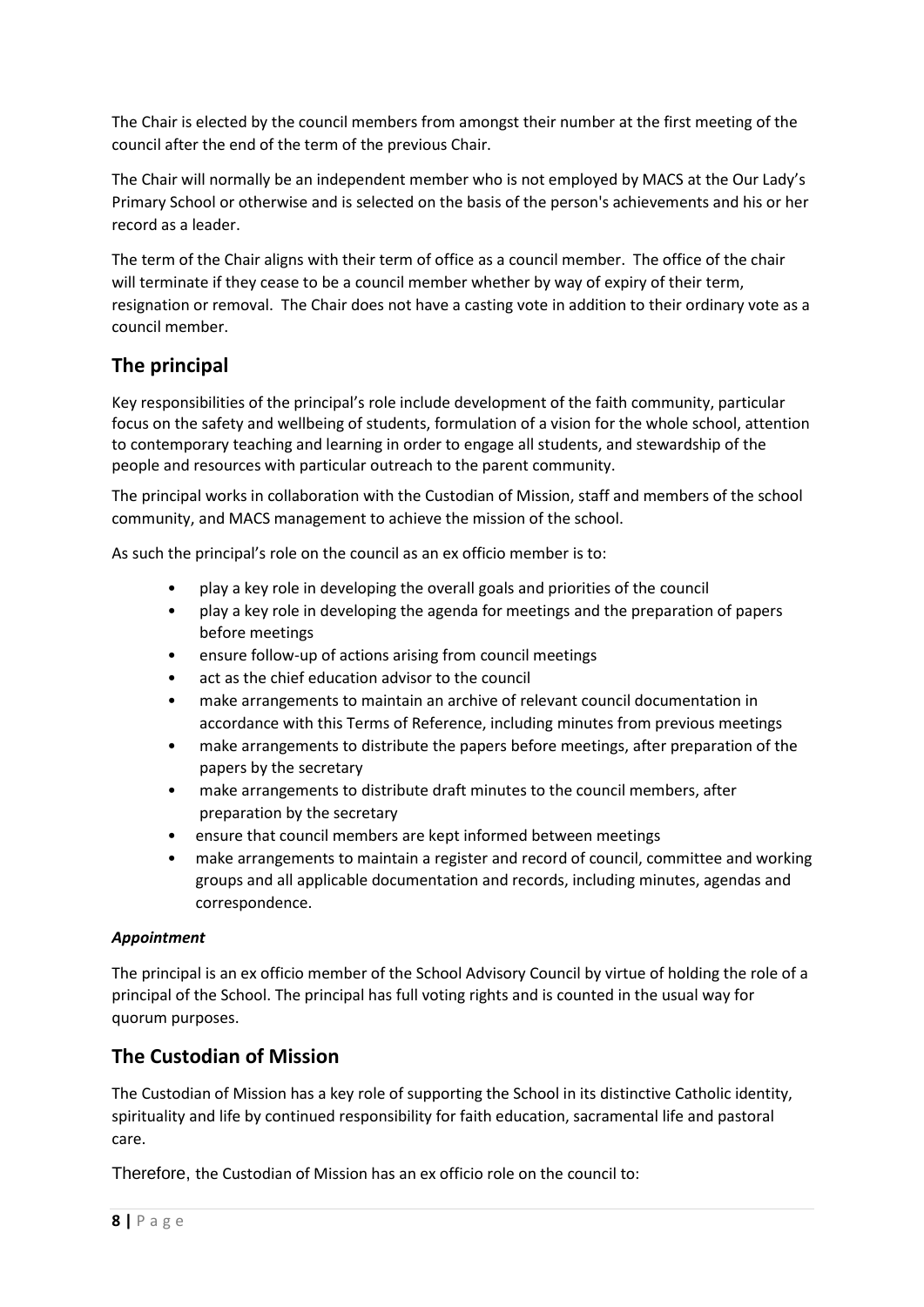The Chair is elected by the council members from amongst their number at the first meeting of the council after the end of the term of the previous Chair.

The Chair will normally be an independent member who is not employed by MACS at the Our Lady's Primary School or otherwise and is selected on the basis of the person's achievements and his or her record as a leader.

The term of the Chair aligns with their term of office as a council member. The office of the chair will terminate if they cease to be a council member whether by way of expiry of their term, resignation or removal. The Chair does not have a casting vote in addition to their ordinary vote as a council member.

## The principal

Key responsibilities of the principal's role include development of the faith community, particular focus on the safety and wellbeing of students, formulation of a vision for the whole school, attention to contemporary teaching and learning in order to engage all students, and stewardship of the people and resources with particular outreach to the parent community.

The principal works in collaboration with the Custodian of Mission, staff and members of the school community, and MACS management to achieve the mission of the school.

As such the principal's role on the council as an ex officio member is to:

- play a key role in developing the overall goals and priorities of the council
- play a key role in developing the agenda for meetings and the preparation of papers before meetings
- ensure follow-up of actions arising from council meetings
- act as the chief education advisor to the council
- make arrangements to maintain an archive of relevant council documentation in accordance with this Terms of Reference, including minutes from previous meetings
- make arrangements to distribute the papers before meetings, after preparation of the papers by the secretary
- make arrangements to distribute draft minutes to the council members, after preparation by the secretary
- ensure that council members are kept informed between meetings
- make arrangements to maintain a register and record of council, committee and working groups and all applicable documentation and records, including minutes, agendas and correspondence.

***Appointment***

The principal is an ex officio member of the School Advisory Council by virtue of holding the role of a principal of the School. The principal has full voting rights and is counted in the usual way for quorum purposes.

## The Custodian of Mission

The Custodian of Mission has a key role of supporting the School in its distinctive Catholic identity, spirituality and life by continued responsibility for faith education, sacramental life and pastoral care.

Therefore, the Custodian of Mission has an ex officio role on the council to: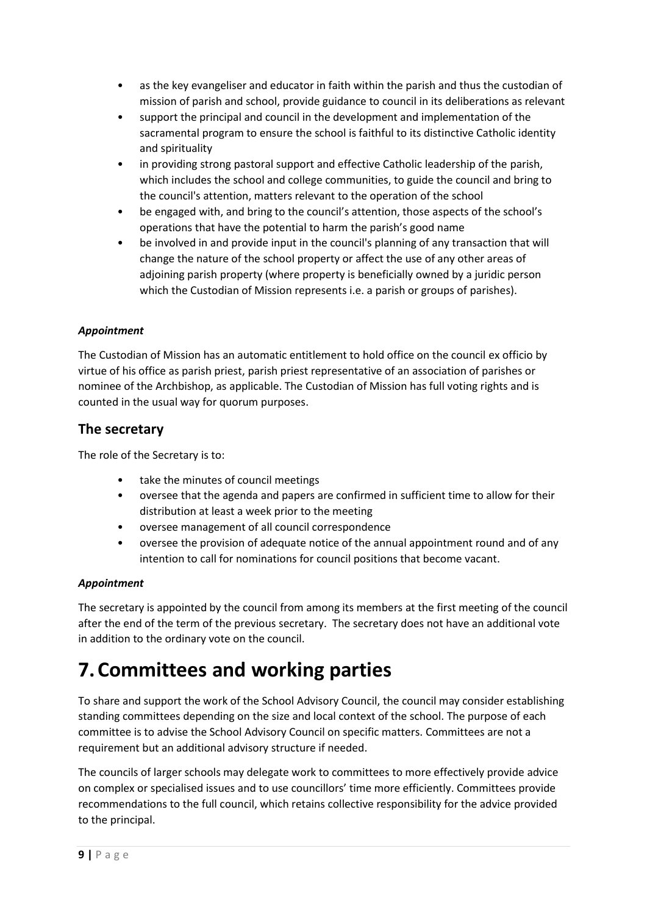- as the key evangeliser and educator in faith within the parish and thus the custodian of mission of parish and school, provide guidance to council in its deliberations as relevant
- support the principal and council in the development and implementation of the sacramental program to ensure the school is faithful to its distinctive Catholic identity and spirituality
- in providing strong pastoral support and effective Catholic leadership of the parish, which includes the school and college communities, to guide the council and bring to the council's attention, matters relevant to the operation of the school
- be engaged with, and bring to the council's attention, those aspects of the school's operations that have the potential to harm the parish's good name
- be involved in and provide input in the council's planning of any transaction that will change the nature of the school property or affect the use of any other areas of adjoining parish property (where property is beneficially owned by a juridic person which the Custodian of Mission represents i.e. a parish or groups of parishes).

#### *Appointment*

The Custodian of Mission has an automatic entitlement to hold office on the council ex officio by virtue of his office as parish priest, parish priest representative of an association of parishes or nominee of the Archbishop, as applicable. The Custodian of Mission has full voting rights and is counted in the usual way for quorum purposes.

## The secretary

The role of the Secretary is to:

- take the minutes of council meetings
- oversee that the agenda and papers are confirmed in sufficient time to allow for their distribution at least a week prior to the meeting
- oversee management of all council correspondence
- oversee the provision of adequate notice of the annual appointment round and of any intention to call for nominations for council positions that become vacant.

#### *Appointment*

The secretary is appointed by the council from among its members at the first meeting of the council after the end of the term of the previous secretary. The secretary does not have an additional vote in addition to the ordinary vote on the council.

# 7. Committees and working parties

To share and support the work of the School Advisory Council, the council may consider establishing standing committees depending on the size and local context of the school. The purpose of each committee is to advise the School Advisory Council on specific matters. Committees are not a requirement but an additional advisory structure if needed.

The councils of larger schools may delegate work to committees to more effectively provide advice on complex or specialised issues and to use councillors' time more efficiently. Committees provide recommendations to the full council, which retains collective responsibility for the advice provided to the principal.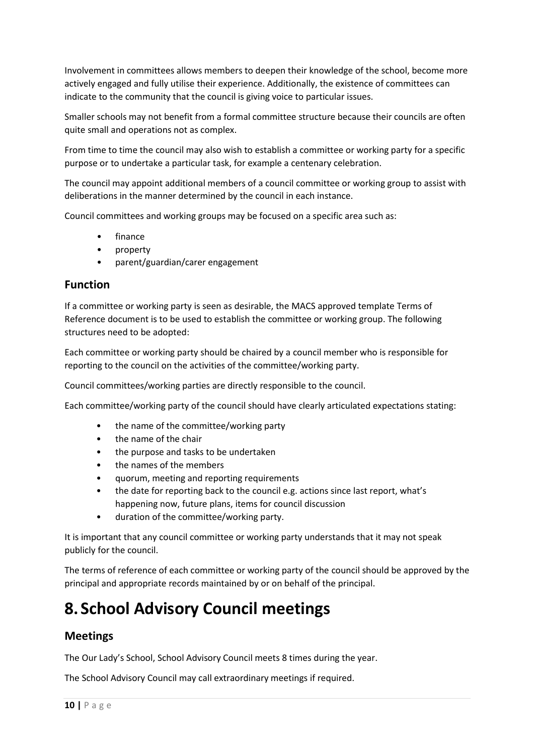Involvement in committees allows members to deepen their knowledge of the school, become more actively engaged and fully utilise their experience. Additionally, the existence of committees can indicate to the community that the council is giving voice to particular issues.

Smaller schools may not benefit from a formal committee structure because their councils are often quite small and operations not as complex.

From time to time the council may also wish to establish a committee or working party for a specific purpose or to undertake a particular task, for example a centenary celebration.

The council may appoint additional members of a council committee or working group to assist with deliberations in the manner determined by the council in each instance.

Council committees and working groups may be focused on a specific area such as:

- finance
- property
- parent/guardian/carer engagement

## Function

If a committee or working party is seen as desirable, the MACS approved template Terms of Reference document is to be used to establish the committee or working group. The following structures need to be adopted:

Each committee or working party should be chaired by a council member who is responsible for reporting to the council on the activities of the committee/working party.

Council committees/working parties are directly responsible to the council.

Each committee/working party of the council should have clearly articulated expectations stating:

- the name of the committee/working party
- the name of the chair
- the purpose and tasks to be undertaken
- the names of the members
- quorum, meeting and reporting requirements
- the date for reporting back to the council e.g. actions since last report, what's happening now, future plans, items for council discussion
- duration of the committee/working party.

It is important that any council committee or working party understands that it may not speak publicly for the council.

The terms of reference of each committee or working party of the council should be approved by the principal and appropriate records maintained by or on behalf of the principal.

# 8. School Advisory Council meetings

## Meetings

The Our Lady's School, School Advisory Council meets 8 times during the year.

The School Advisory Council may call extraordinary meetings if required.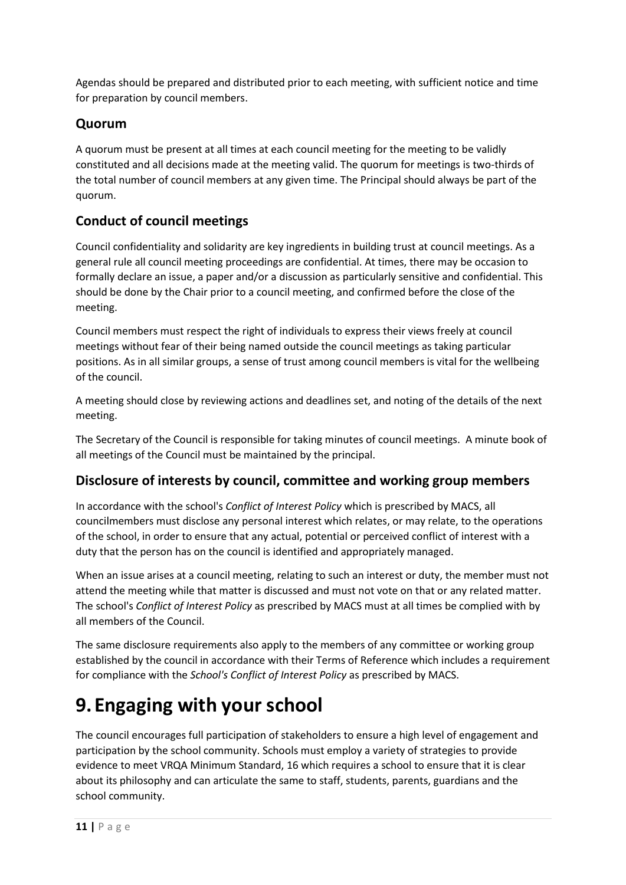Agendas should be prepared and distributed prior to each meeting, with sufficient notice and time for preparation by council members.

### Quorum

A quorum must be present at all times at each council meeting for the meeting to be validly constituted and all decisions made at the meeting valid. The quorum for meetings is two-thirds of the total number of council members at any given time. The Principal should always be part of the quorum.

### Conduct of council meetings

Council confidentiality and solidarity are key ingredients in building trust at council meetings. As a general rule all council meeting proceedings are confidential. At times, there may be occasion to formally declare an issue, a paper and/or a discussion as particularly sensitive and confidential. This should be done by the Chair prior to a council meeting, and confirmed before the close of the meeting.

Council members must respect the right of individuals to express their views freely at council meetings without fear of their being named outside the council meetings as taking particular positions. As in all similar groups, a sense of trust among council members is vital for the wellbeing of the council.

A meeting should close by reviewing actions and deadlines set, and noting of the details of the next meeting.

The Secretary of the Council is responsible for taking minutes of council meetings. A minute book of all meetings of the Council must be maintained by the principal.

### Disclosure of interests by council, committee and working group members

In accordance with the school's *Conflict of Interest Policy* which is prescribed by MACS, all councilmembers must disclose any personal interest which relates, or may relate, to the operations of the school, in order to ensure that any actual, potential or perceived conflict of interest with a duty that the person has on the council is identified and appropriately managed.

When an issue arises at a council meeting, relating to such an interest or duty, the member must not attend the meeting while that matter is discussed and must not vote on that or any related matter. The school's *Conflict of Interest Policy* as prescribed by MACS must at all times be complied with by all members of the Council.

The same disclosure requirements also apply to the members of any committee or working group established by the council in accordance with their Terms of Reference which includes a requirement for compliance with the *School's Conflict of Interest Policy* as prescribed by MACS.

# 9. Engaging with your school

The council encourages full participation of stakeholders to ensure a high level of engagement and participation by the school community. Schools must employ a variety of strategies to provide evidence to meet VRQA Minimum Standard, 16 which requires a school to ensure that it is clear about its philosophy and can articulate the same to staff, students, parents, guardians and the school community.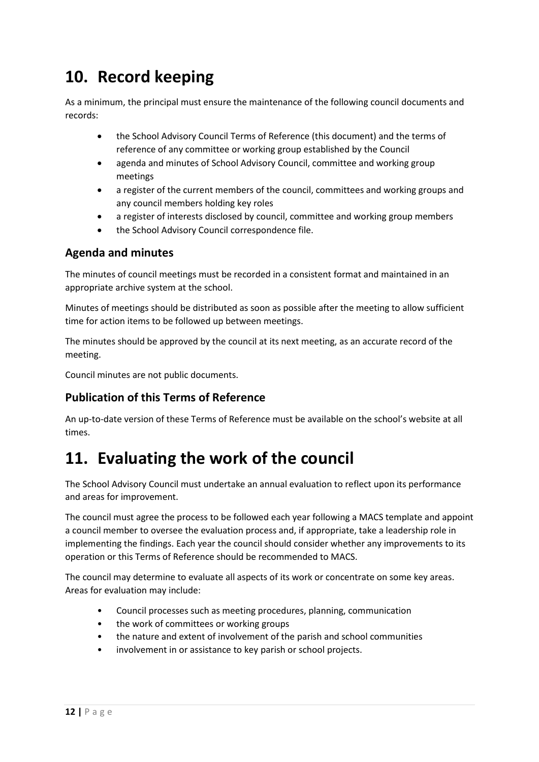# 10. Record keeping

As a minimum, the principal must ensure the maintenance of the following council documents and records:

- the School Advisory Council Terms of Reference (this document) and the terms of reference of any committee or working group established by the Council
- agenda and minutes of School Advisory Council, committee and working group meetings
- a register of the current members of the council, committees and working groups and any council members holding key roles
- a register of interests disclosed by council, committee and working group members
- the School Advisory Council correspondence file.

## Agenda and minutes

The minutes of council meetings must be recorded in a consistent format and maintained in an appropriate archive system at the school.

Minutes of meetings should be distributed as soon as possible after the meeting to allow sufficient time for action items to be followed up between meetings.

The minutes should be approved by the council at its next meeting, as an accurate record of the meeting.

Council minutes are not public documents.

## Publication of this Terms of Reference

An up-to-date version of these Terms of Reference must be available on the school's website at all times.

# 11. Evaluating the work of the council

The School Advisory Council must undertake an annual evaluation to reflect upon its performance and areas for improvement.

The council must agree the process to be followed each year following a MACS template and appoint a council member to oversee the evaluation process and, if appropriate, take a leadership role in implementing the findings. Each year the council should consider whether any improvements to its operation or this Terms of Reference should be recommended to MACS.

The council may determine to evaluate all aspects of its work or concentrate on some key areas. Areas for evaluation may include:

- Council processes such as meeting procedures, planning, communication
- the work of committees or working groups
- the nature and extent of involvement of the parish and school communities
- involvement in or assistance to key parish or school projects.